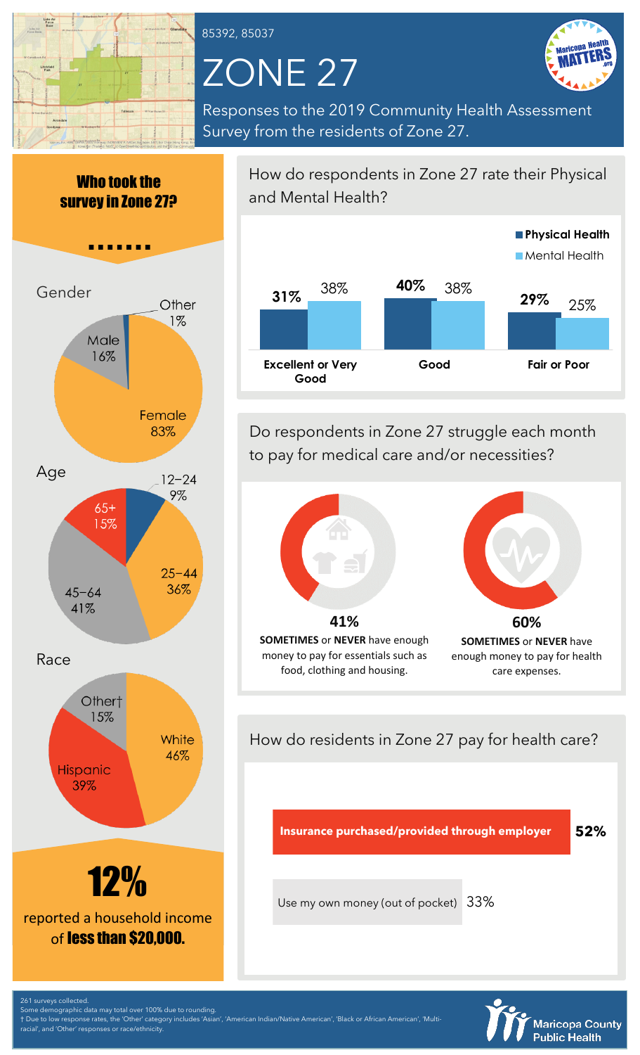85392, 85037

# ZONE 27

Responses to the 2019 Community Health Assessment Survey from the residents of Zone 27.

## Who took the survey in Zone 27?

### Gender

| Gender | Percent |
|---|---|
| Female | 83% |
| Male | 16% |
| Other | 1% |

### Age

| Age | Percent |
|---|---|
| 12–24 | 9% |
| 25–44 | 36% |
| 45–64 | 41% |
| 65+ | 15% |

### Race

| Race | Percent |
|---|---|
| White | 46% |
| Hispanic | 39% |
| Other† | 15% |

**12%** reported a household income of **less than $20,000.**

## How do respondents in Zone 27 rate their Physical and Mental Health?

| | Physical Health | Mental Health |
|---|---|---|
| Excellent or Very Good | 31% | 38% |
| Good | 40% | 38% |
| Fair or Poor | 29% | 25% |

## Do respondents in Zone 27 struggle each month to pay for medical care and/or necessities?

**41%** **SOMETIMES** or **NEVER** have enough money to pay for essentials such as food, clothing and housing.

**60%** **SOMETIMES** or **NEVER** have enough money to pay for health care expenses.

## How do residents in Zone 27 pay for health care?

| Payment method | Percent |
|---|---|
| Insurance purchased/provided through employer | 52% |
| Use my own money (out of pocket) | 33% |

261 surveys collected.
Some demographic data may total over 100% due to rounding.
† Due to low response rates, the 'Other' category includes 'Asian', 'American Indian/Native American', 'Black or African American', 'Multi-racial', and 'Other' responses or race/ethnicity.

Maricopa County Public Health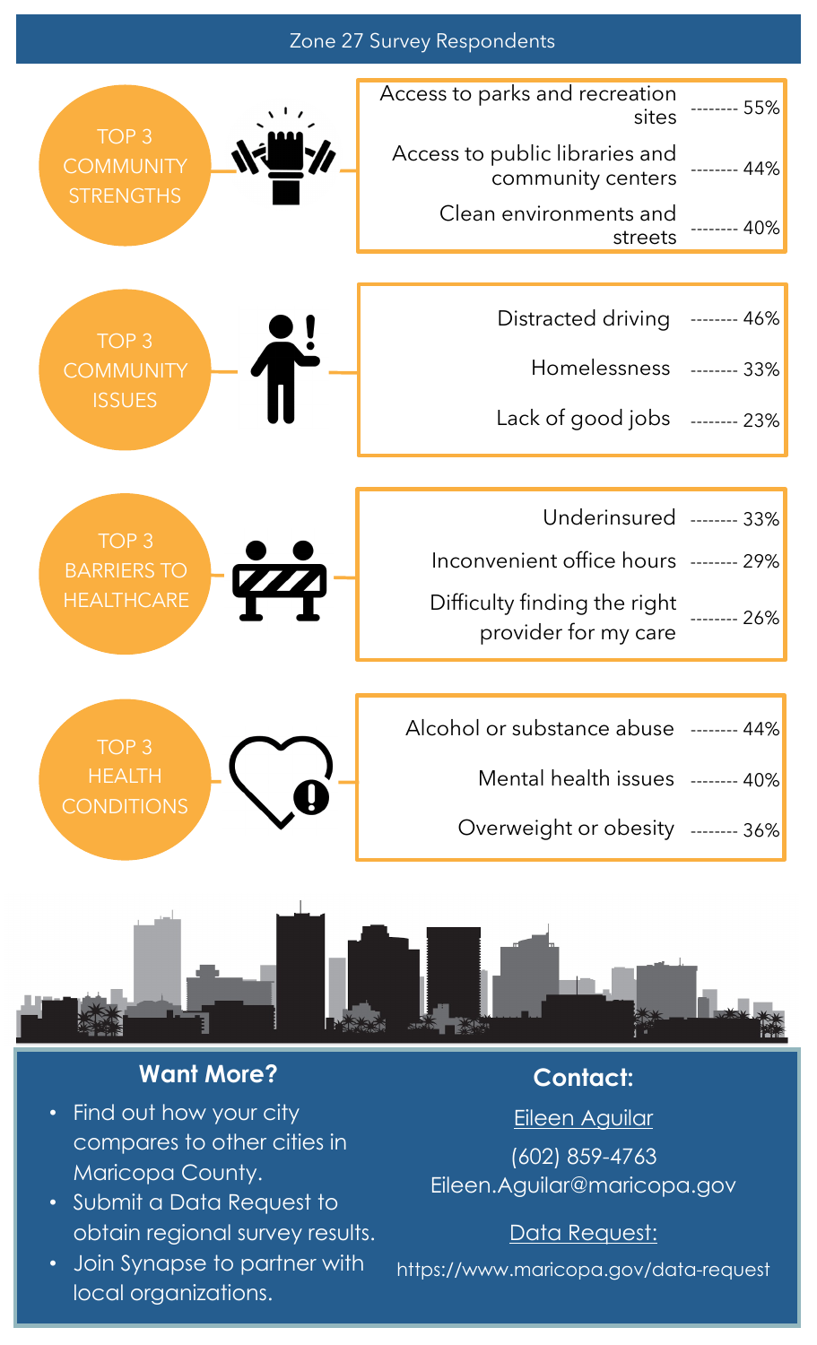## Zone 27 Survey Respondents

### TOP 3 COMMUNITY STRENGTHS

- Access to parks and recreation sites -------- 55%
- Access to public libraries and community centers -------- 44%
- Clean environments and streets -------- 40%

### TOP 3 COMMUNITY ISSUES

- Distracted driving -------- 46%
- Homelessness -------- 33%
- Lack of good jobs -------- 23%

### TOP 3 BARRIERS TO HEALTHCARE

- Underinsured -------- 33%
- Inconvenient office hours -------- 29%
- Difficulty finding the right provider for my care -------- 26%

### TOP 3 HEALTH CONDITIONS

- Alcohol or substance abuse -------- 44%
- Mental health issues -------- 40%
- Overweight or obesity -------- 36%

## Want More?

- Find out how your city compares to other cities in Maricopa County.
- Submit a Data Request to obtain regional survey results.
- Join Synapse to partner with local organizations.

## Contact:

Eileen Aguilar

(602) 859-4763

Eileen.Aguilar@maricopa.gov

Data Request:

https://www.maricopa.gov/data-request